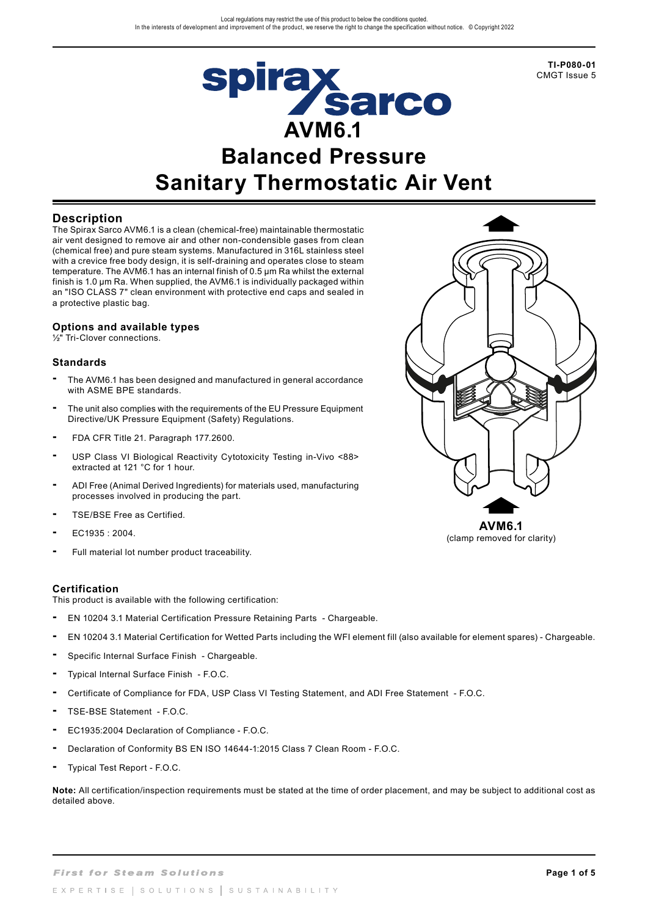# AVM6.1

# Balanced Pressure Sanitary Thermostatic Air Vent

TI-P080-01
CMGT Issue 5

## Description

The Spirax Sarco AVM6.1 is a clean (chemical-free) maintainable thermostatic air vent designed to remove air and other non-condensible gases from clean (chemical free) and pure steam systems. Manufactured in 316L stainless steel with a crevice free body design, it is self-draining and operates close to steam temperature. The AVM6.1 has an internal finish of 0.5 μm Ra whilst the external finish is 1.0 μm Ra. When supplied, the AVM6.1 is individually packaged within an "ISO CLASS 7" clean environment with protective end caps and sealed in a protective plastic bag.

### Options and available types

½" Tri-Clover connections.

### Standards

- The AVM6.1 has been designed and manufactured in general accordance with ASME BPE standards.
- The unit also complies with the requirements of the EU Pressure Equipment Directive/UK Pressure Equipment (Safety) Regulations.
- FDA CFR Title 21. Paragraph 177.2600.
- USP Class VI Biological Reactivity Cytotoxicity Testing in-Vivo <88> extracted at 121 °C for 1 hour.
- ADI Free (Animal Derived Ingredients) for materials used, manufacturing processes involved in producing the part.
- TSE/BSE Free as Certified.
- EC1935 : 2004.
- Full material lot number product traceability.

**AVM6.1**
(clamp removed for clarity)

## Certification

This product is available with the following certification:

- EN 10204 3.1 Material Certification Pressure Retaining Parts - Chargeable.
- EN 10204 3.1 Material Certification for Wetted Parts including the WFI element fill (also available for element spares) - Chargeable.
- Specific Internal Surface Finish - Chargeable.
- Typical Internal Surface Finish - F.O.C.
- Certificate of Compliance for FDA, USP Class VI Testing Statement, and ADI Free Statement - F.O.C.
- TSE-BSE Statement - F.O.C.
- EC1935:2004 Declaration of Compliance - F.O.C.
- Declaration of Conformity BS EN ISO 14644-1:2015 Class 7 Clean Room - F.O.C.
- Typical Test Report - F.O.C.

**Note:** All certification/inspection requirements must be stated at the time of order placement, and may be subject to additional cost as detailed above.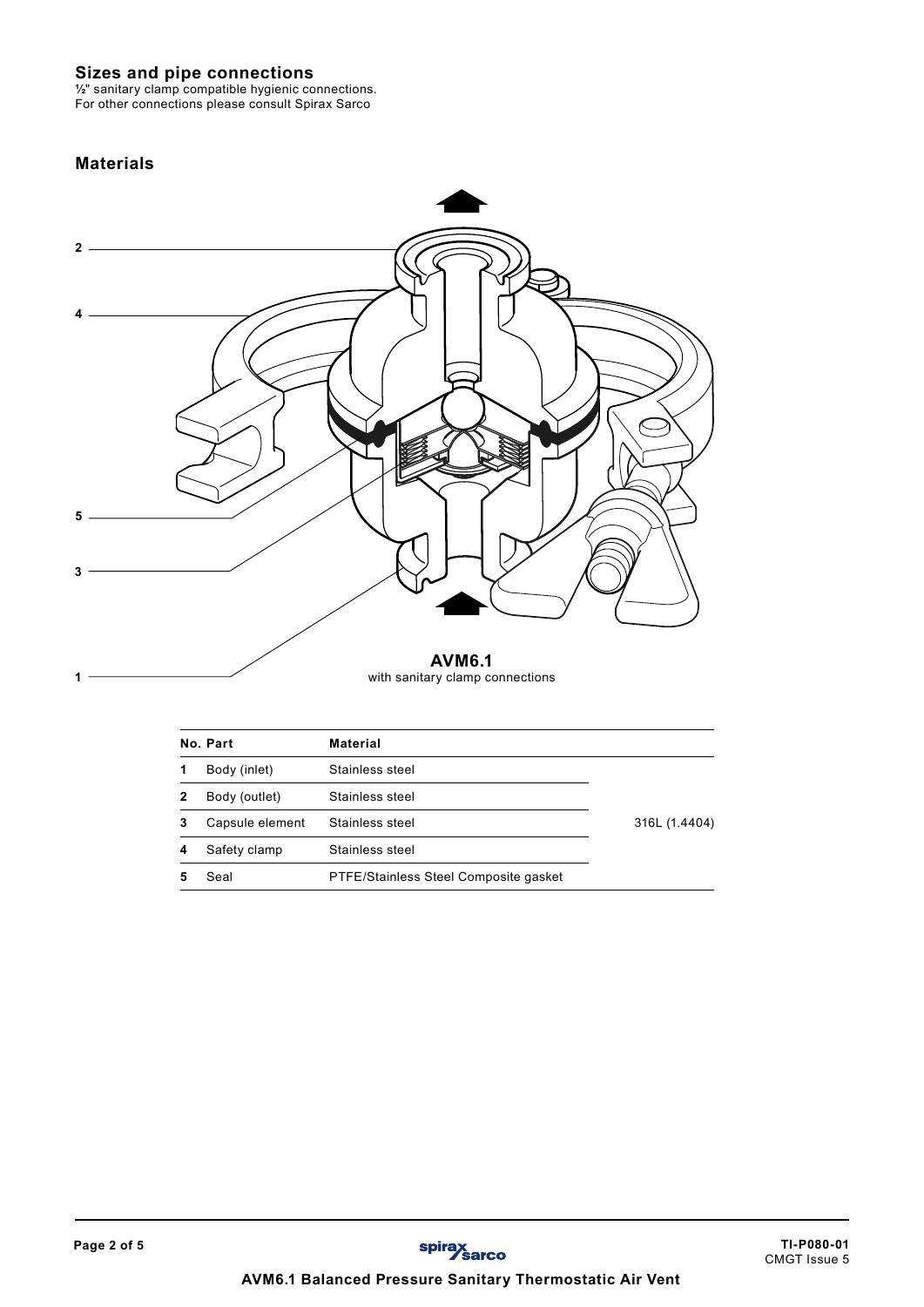## Sizes and pipe connections

½" sanitary clamp compatible hygienic connections.
For other connections please consult Spirax Sarco

## Materials

**AVM6.1**
with sanitary clamp connections

| No. | Part | Material | |
|---|---|---|---|
| 1 | Body (inlet) | Stainless steel | 316L (1.4404) |
| 2 | Body (outlet) | Stainless steel | 316L (1.4404) |
| 3 | Capsule element | Stainless steel | 316L (1.4404) |
| 4 | Safety clamp | Stainless steel | 316L (1.4404) |
| 5 | Seal | PTFE/Stainless Steel Composite gasket | |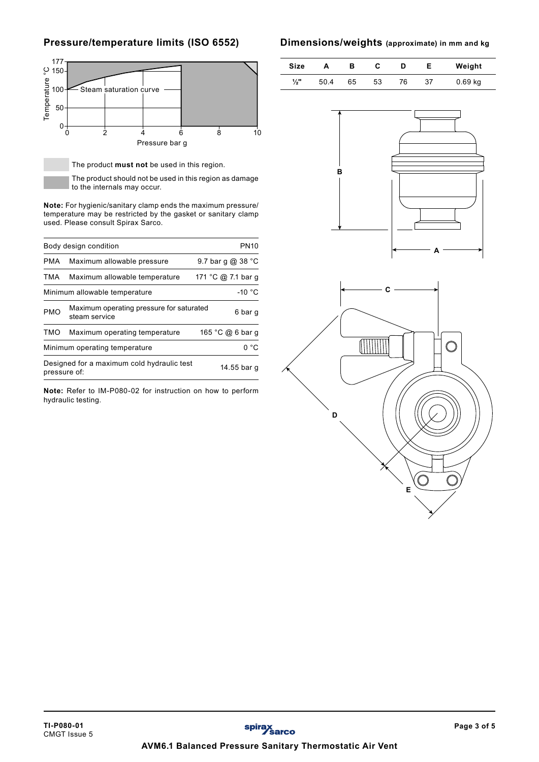## Pressure/temperature limits (ISO 6552)

The product **must not** be used in this region.

The product should not be used in this region as damage to the internals may occur.

**Note:** For hygienic/sanitary clamp ends the maximum pressure/temperature may be restricted by the gasket or sanitary clamp used. Please consult Spirax Sarco.

| Body design condition | | PN10 |
|---|---|---|
| PMA | Maximum allowable pressure | 9.7 bar g @ 38 °C |
| TMA | Maximum allowable temperature | 171 °C @ 7.1 bar g |
| Minimum allowable temperature | | -10 °C |
| PMO | Maximum operating pressure for saturated steam service | 6 bar g |
| TMO | Maximum operating temperature | 165 °C @ 6 bar g |
| Minimum operating temperature | | 0 °C |
| Designed for a maximum cold hydraulic test pressure of: | | 14.55 bar g |

**Note:** Refer to IM-P080-02 for instruction on how to perform hydraulic testing.

## Dimensions/weights (approximate) in mm and kg

| Size | A | B | C | D | E | Weight |
|---|---|---|---|---|---|---|
| ½" | 50.4 | 65 | 53 | 76 | 37 | 0.69 kg |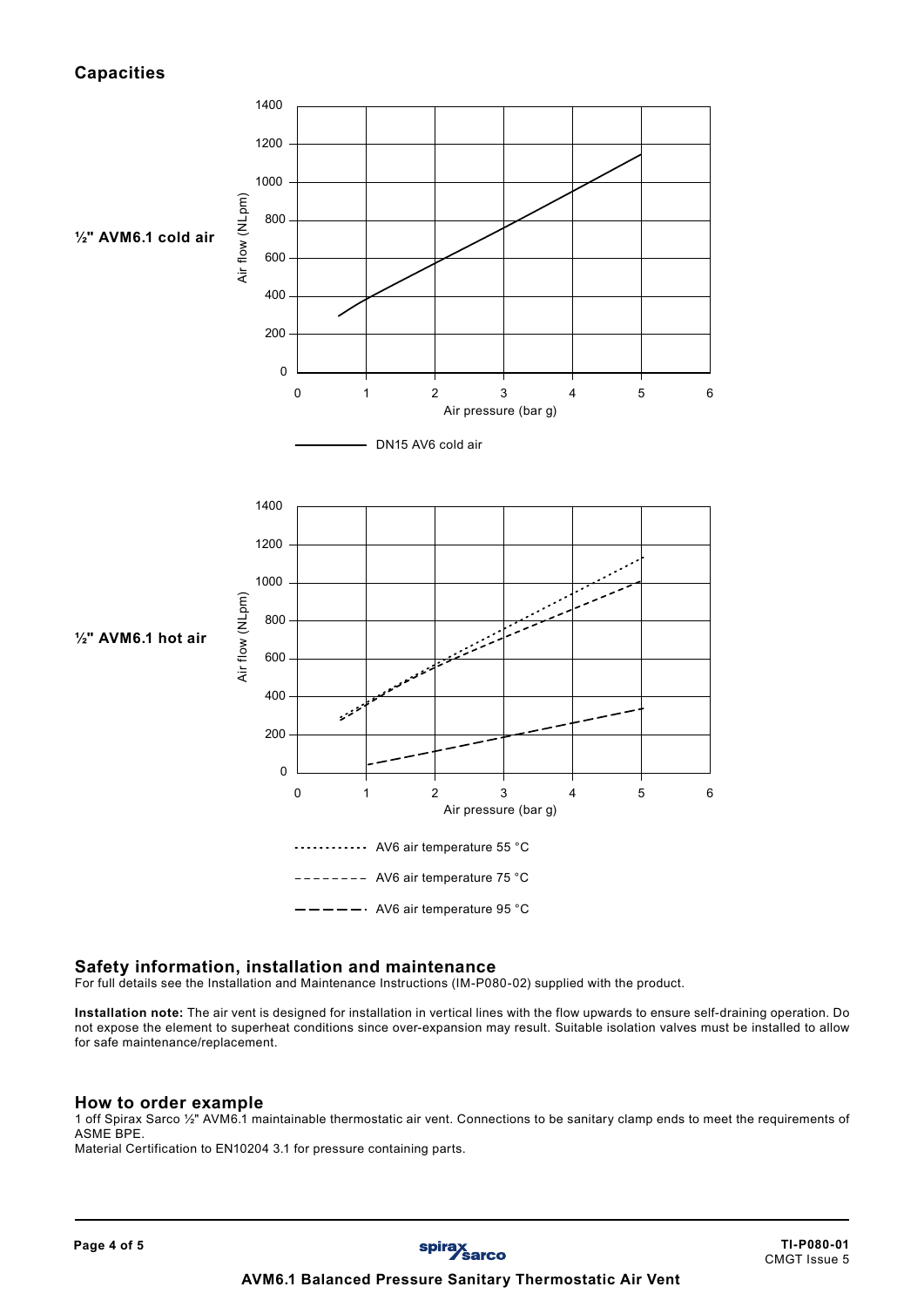## Capacities

½" AVM6.1 cold air

Air flow (NLpm)

Air pressure (bar g)

DN15 AV6 cold air

½" AVM6.1 hot air

Air flow (NLpm)

Air pressure (bar g)

AV6 air temperature 55 °C

AV6 air temperature 75 °C

AV6 air temperature 95 °C

## Safety information, installation and maintenance

For full details see the Installation and Maintenance Instructions (IM-P080-02) supplied with the product.

**Installation note:** The air vent is designed for installation in vertical lines with the flow upwards to ensure self-draining operation. Do not expose the element to superheat conditions since over-expansion may result. Suitable isolation valves must be installed to allow for safe maintenance/replacement.

## How to order example

1 off Spirax Sarco ½" AVM6.1 maintainable thermostatic air vent. Connections to be sanitary clamp ends to meet the requirements of ASME BPE.

Material Certification to EN10204 3.1 for pressure containing parts.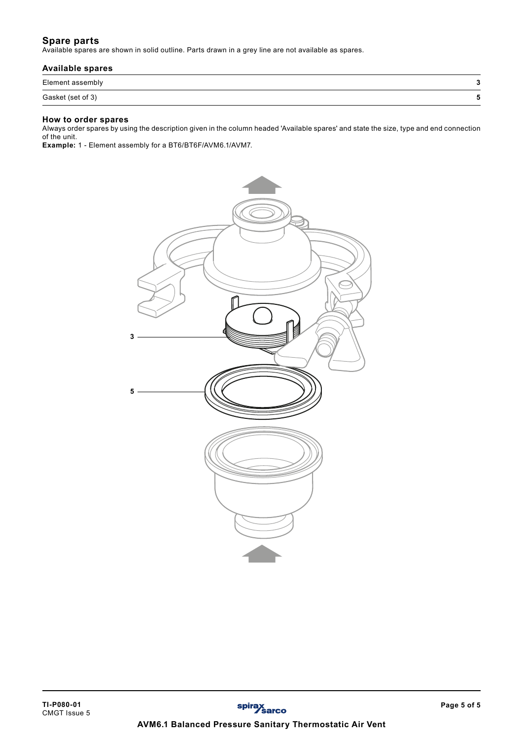## Spare parts

Available spares are shown in solid outline. Parts drawn in a grey line are not available as spares.

### Available spares

| | |
|---|---|
| Element assembly | 3 |
| Gasket (set of 3) | 5 |

### How to order spares

Always order spares by using the description given in the column headed 'Available spares' and state the size, type and end connection of the unit.

**Example:** 1 - Element assembly for a BT6/BT6F/AVM6.1/AVM7.

3

5